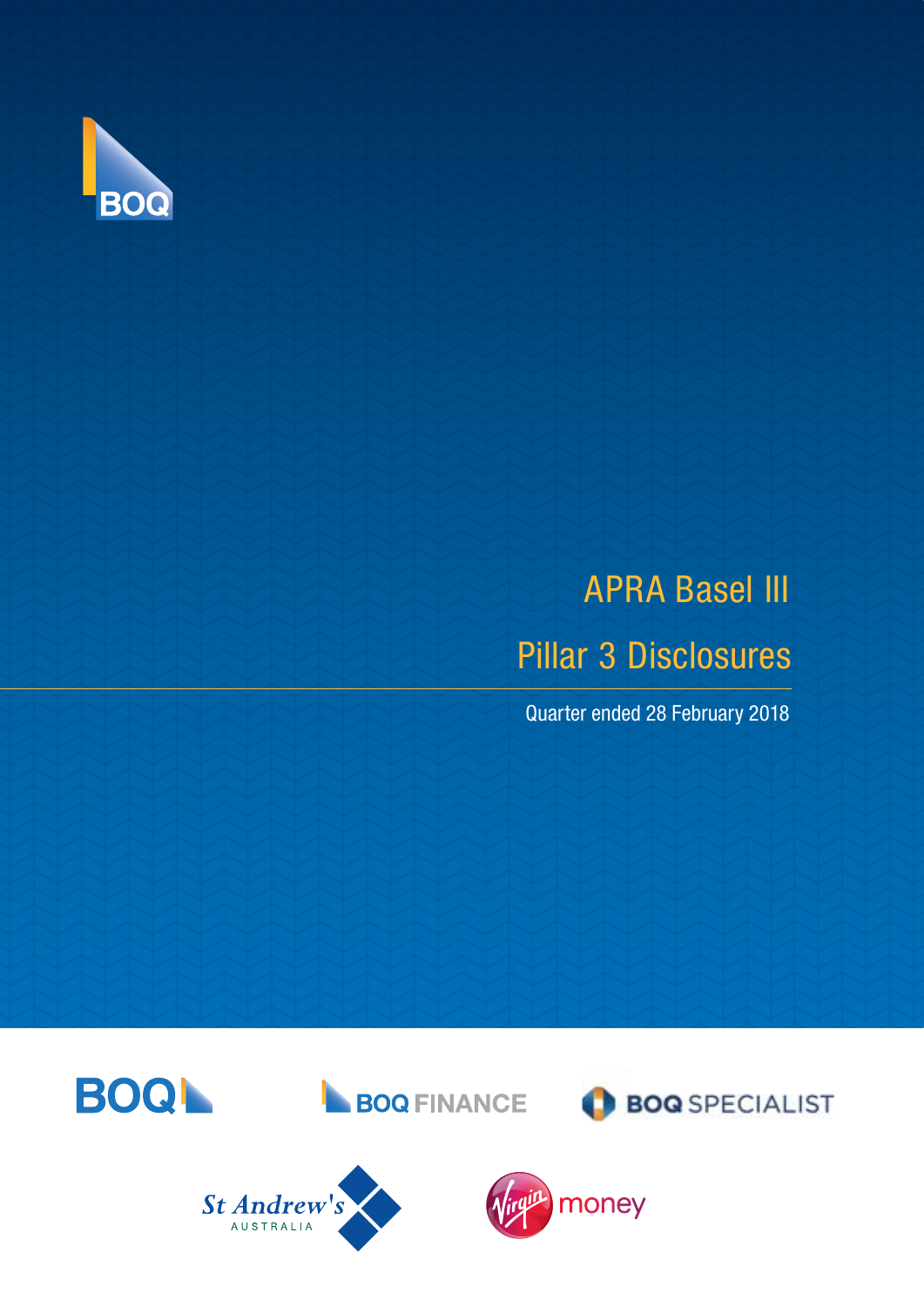# APRA Basel III

# Pillar 3 Disclosures

Quarter ended 28 February 2018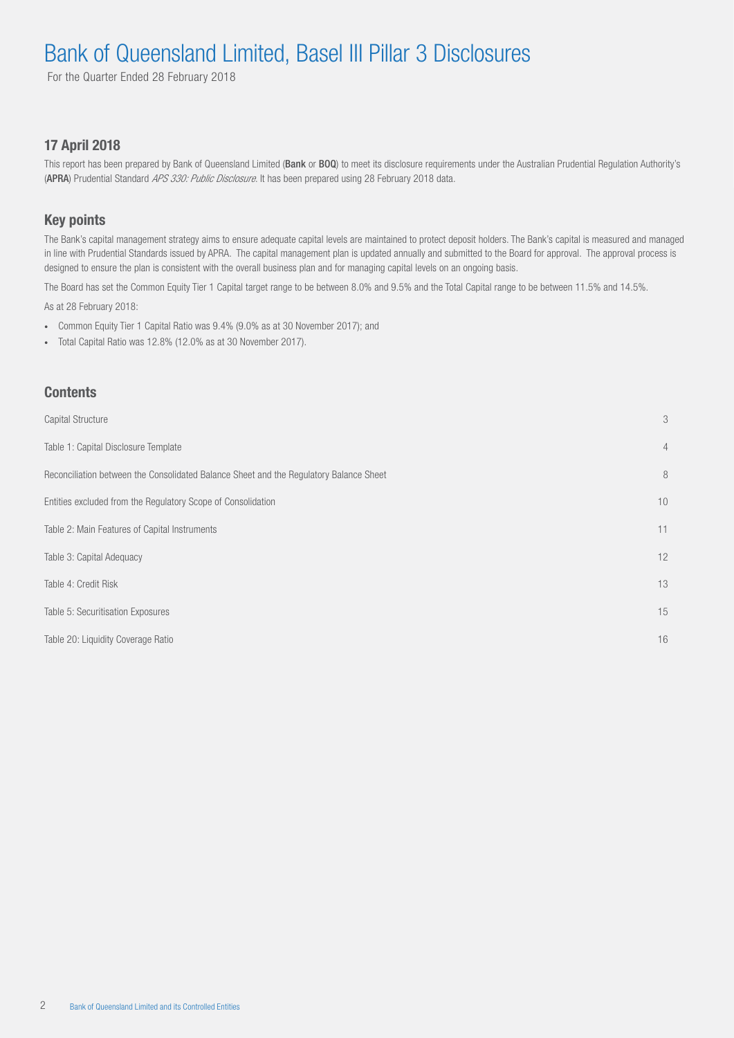# Bank of Queensland Limited, Basel III Pillar 3 Disclosures

For the Quarter Ended 28 February 2018

## 17 April 2018

This report has been prepared by Bank of Queensland Limited (**Bank** or **BOQ**) to meet its disclosure requirements under the Australian Prudential Regulation Authority's (**APRA**) Prudential Standard *APS 330: Public Disclosure*. It has been prepared using 28 February 2018 data.

## Key points

The Bank's capital management strategy aims to ensure adequate capital levels are maintained to protect deposit holders. The Bank's capital is measured and managed in line with Prudential Standards issued by APRA. The capital management plan is updated annually and submitted to the Board for approval. The approval process is designed to ensure the plan is consistent with the overall business plan and for managing capital levels on an ongoing basis.

The Board has set the Common Equity Tier 1 Capital target range to be between 8.0% and 9.5% and the Total Capital range to be between 11.5% and 14.5%.

As at 28 February 2018:

- Common Equity Tier 1 Capital Ratio was 9.4% (9.0% as at 30 November 2017); and
- Total Capital Ratio was 12.8% (12.0% as at 30 November 2017).

## Contents

| | |
|---|---|
| Capital Structure | 3 |
| Table 1: Capital Disclosure Template | 4 |
| Reconciliation between the Consolidated Balance Sheet and the Regulatory Balance Sheet | 8 |
| Entities excluded from the Regulatory Scope of Consolidation | 10 |
| Table 2: Main Features of Capital Instruments | 11 |
| Table 3: Capital Adequacy | 12 |
| Table 4: Credit Risk | 13 |
| Table 5: Securitisation Exposures | 15 |
| Table 20: Liquidity Coverage Ratio | 16 |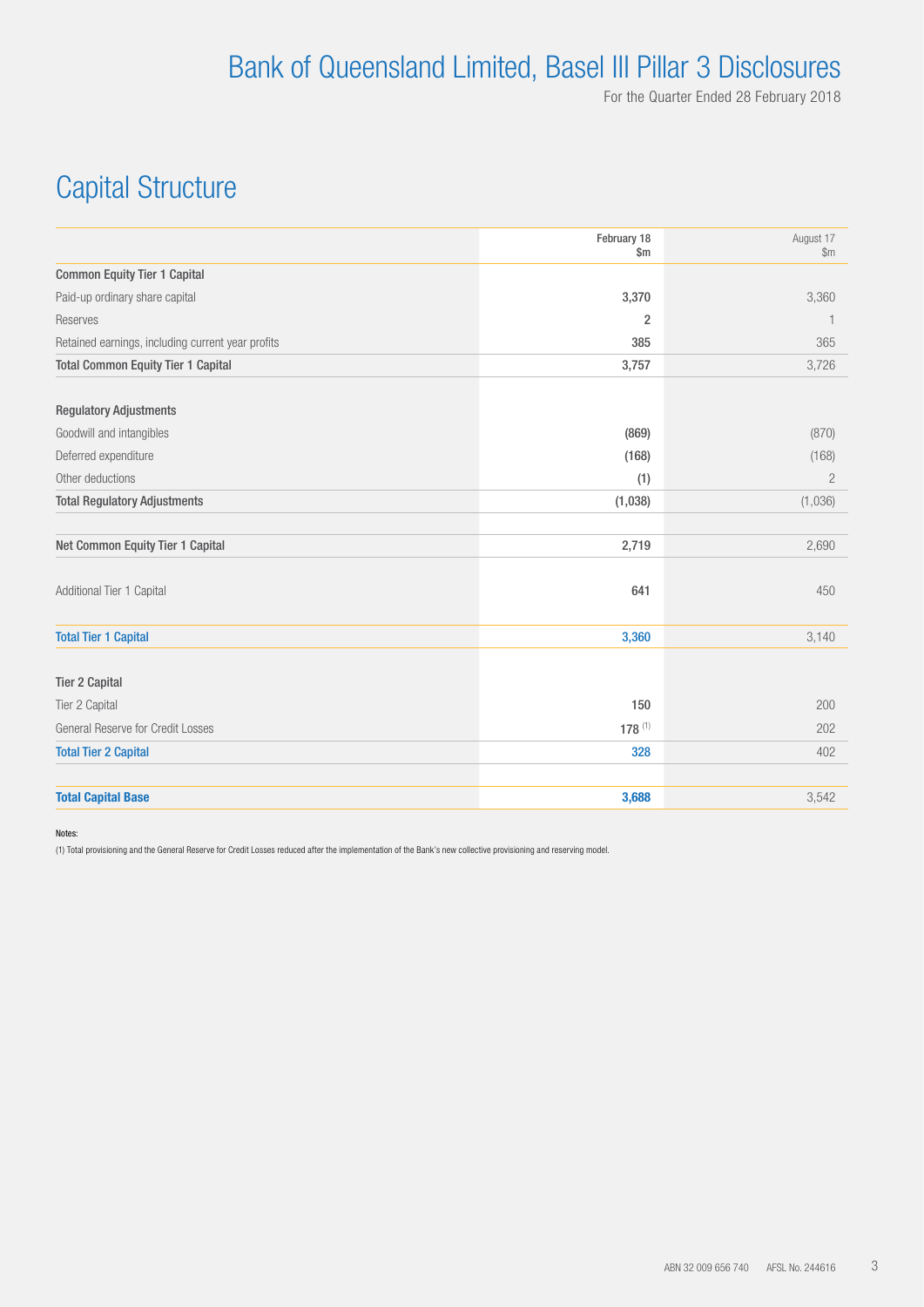## Capital Structure

| | February 18 $m | August 17 $m |
|---|---|---|
| **Common Equity Tier 1 Capital** | | |
| Paid-up ordinary share capital | **3,370** | 3,360 |
| Reserves | **2** | 1 |
| Retained earnings, including current year profits | **385** | 365 |
| **Total Common Equity Tier 1 Capital** | **3,757** | 3,726 |
| | | |
| **Regulatory Adjustments** | | |
| Goodwill and intangibles | **(869)** | (870) |
| Deferred expenditure | **(168)** | (168) |
| Other deductions | **(1)** | 2 |
| **Total Regulatory Adjustments** | **(1,038)** | (1,036) |
| | | |
| **Net Common Equity Tier 1 Capital** | **2,719** | 2,690 |
| | | |
| Additional Tier 1 Capital | **641** | 450 |
| | | |
| **Total Tier 1 Capital** | **3,360** | 3,140 |
| | | |
| **Tier 2 Capital** | | |
| Tier 2 Capital | **150** | 200 |
| General Reserve for Credit Losses | **178** (1) | 202 |
| **Total Tier 2 Capital** | **328** | 402 |
| | | |
| **Total Capital Base** | **3,688** | 3,542 |

**Notes:**

(1) Total provisioning and the General Reserve for Credit Losses reduced after the implementation of the Bank's new collective provisioning and reserving model.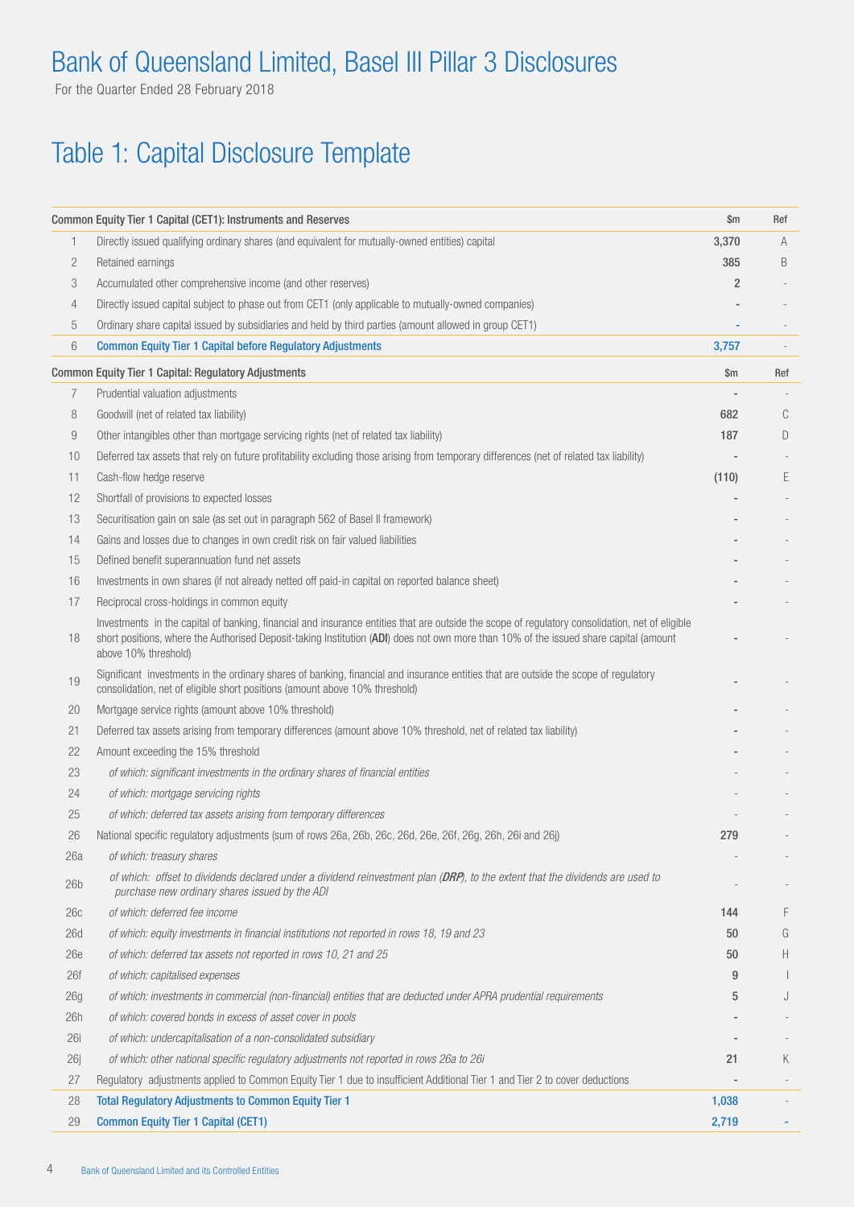# Bank of Queensland Limited, Basel III Pillar 3 Disclosures

For the Quarter Ended 28 February 2018

## Table 1: Capital Disclosure Template

| | Common Equity Tier 1 Capital (CET1): Instruments and Reserves | $m | Ref |
|---|---|---|---|
| 1 | Directly issued qualifying ordinary shares (and equivalent for mutually-owned entities) capital | 3,370 | A |
| 2 | Retained earnings | 385 | B |
| 3 | Accumulated other comprehensive income (and other reserves) | 2 | - |
| 4 | Directly issued capital subject to phase out from CET1 (only applicable to mutually-owned companies) | - | - |
| 5 | Ordinary share capital issued by subsidiaries and held by third parties (amount allowed in group CET1) | - | - |
| 6 | **Common Equity Tier 1 Capital before Regulatory Adjustments** | **3,757** | - |
| | **Common Equity Tier 1 Capital: Regulatory Adjustments** | **$m** | **Ref** |
| 7 | Prudential valuation adjustments | - | - |
| 8 | Goodwill (net of related tax liability) | 682 | C |
| 9 | Other intangibles other than mortgage servicing rights (net of related tax liability) | 187 | D |
| 10 | Deferred tax assets that rely on future profitability excluding those arising from temporary differences (net of related tax liability) | - | - |
| 11 | Cash-flow hedge reserve | (110) | E |
| 12 | Shortfall of provisions to expected losses | - | - |
| 13 | Securitisation gain on sale (as set out in paragraph 562 of Basel II framework) | - | - |
| 14 | Gains and losses due to changes in own credit risk on fair valued liabilities | - | - |
| 15 | Defined benefit superannuation fund net assets | - | - |
| 16 | Investments in own shares (if not already netted off paid-in capital on reported balance sheet) | - | - |
| 17 | Reciprocal cross-holdings in common equity | - | - |
| 18 | Investments in the capital of banking, financial and insurance entities that are outside the scope of regulatory consolidation, net of eligible short positions, where the Authorised Deposit-taking Institution (**ADI**) does not own more than 10% of the issued share capital (amount above 10% threshold) | - | - |
| 19 | Significant investments in the ordinary shares of banking, financial and insurance entities that are outside the scope of regulatory consolidation, net of eligible short positions (amount above 10% threshold) | - | - |
| 20 | Mortgage service rights (amount above 10% threshold) | - | - |
| 21 | Deferred tax assets arising from temporary differences (amount above 10% threshold, net of related tax liability) | - | - |
| 22 | Amount exceeding the 15% threshold | - | - |
| 23 | *of which: significant investments in the ordinary shares of financial entities* | - | - |
| 24 | *of which: mortgage servicing rights* | - | - |
| 25 | *of which: deferred tax assets arising from temporary differences* | - | - |
| 26 | National specific regulatory adjustments (sum of rows 26a, 26b, 26c, 26d, 26e, 26f, 26g, 26h, 26i and 26j) | 279 | - |
| 26a | *of which: treasury shares* | - | - |
| 26b | *of which: offset to dividends declared under a dividend reinvestment plan (**DRP**), to the extent that the dividends are used to purchase new ordinary shares issued by the ADI* | - | - |
| 26c | *of which: deferred fee income* | 144 | F |
| 26d | *of which: equity investments in financial institutions not reported in rows 18, 19 and 23* | 50 | G |
| 26e | *of which: deferred tax assets not reported in rows 10, 21 and 25* | 50 | H |
| 26f | *of which: capitalised expenses* | 9 | I |
| 26g | *of which: investments in commercial (non-financial) entities that are deducted under APRA prudential requirements* | 5 | J |
| 26h | *of which: covered bonds in excess of asset cover in pools* | - | - |
| 26i | *of which: undercapitalisation of a non-consolidated subsidiary* | - | - |
| 26j | *of which: other national specific regulatory adjustments not reported in rows 26a to 26i* | 21 | K |
| 27 | Regulatory adjustments applied to Common Equity Tier 1 due to insufficient Additional Tier 1 and Tier 2 to cover deductions | - | - |
| 28 | **Total Regulatory Adjustments to Common Equity Tier 1** | **1,038** | - |
| 29 | **Common Equity Tier 1 Capital (CET1)** | **2,719** | - |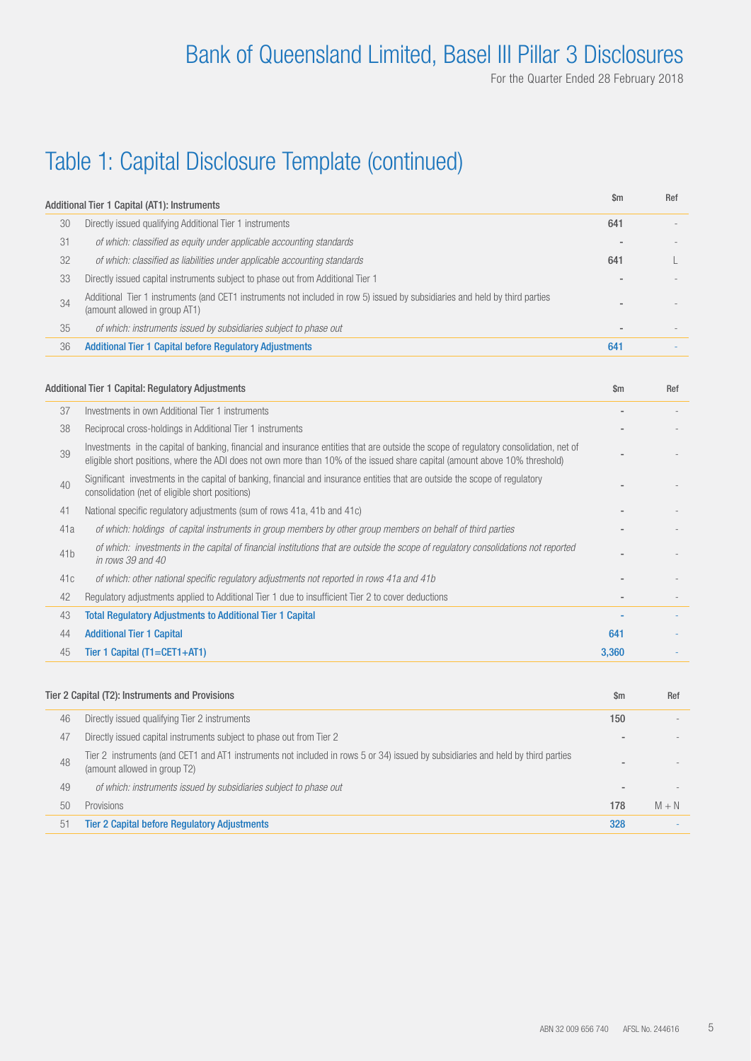# Table 1: Capital Disclosure Template (continued)

| | Additional Tier 1 Capital (AT1): Instruments | $m | Ref |
|---|---|---|---|
| 30 | Directly issued qualifying Additional Tier 1 instruments | 641 | - |
| 31 | *of which: classified as equity under applicable accounting standards* | - | - |
| 32 | *of which: classified as liabilities under applicable accounting standards* | 641 | L |
| 33 | Directly issued capital instruments subject to phase out from Additional Tier 1 | - | - |
| 34 | Additional Tier 1 instruments (and CET1 instruments not included in row 5) issued by subsidiaries and held by third parties (amount allowed in group AT1) | - | - |
| 35 | *of which: instruments issued by subsidiaries subject to phase out* | - | - |
| 36 | **Additional Tier 1 Capital before Regulatory Adjustments** | **641** | - |

| | Additional Tier 1 Capital: Regulatory Adjustments | $m | Ref |
|---|---|---|---|
| 37 | Investments in own Additional Tier 1 instruments | - | - |
| 38 | Reciprocal cross-holdings in Additional Tier 1 instruments | - | - |
| 39 | Investments in the capital of banking, financial and insurance entities that are outside the scope of regulatory consolidation, net of eligible short positions, where the ADI does not own more than 10% of the issued share capital (amount above 10% threshold) | - | - |
| 40 | Significant investments in the capital of banking, financial and insurance entities that are outside the scope of regulatory consolidation (net of eligible short positions) | - | - |
| 41 | National specific regulatory adjustments (sum of rows 41a, 41b and 41c) | - | - |
| 41a | *of which: holdings of capital instruments in group members by other group members on behalf of third parties* | - | - |
| 41b | *of which: investments in the capital of financial institutions that are outside the scope of regulatory consolidations not reported in rows 39 and 40* | - | - |
| 41c | *of which: other national specific regulatory adjustments not reported in rows 41a and 41b* | - | - |
| 42 | Regulatory adjustments applied to Additional Tier 1 due to insufficient Tier 2 to cover deductions | - | - |
| 43 | **Total Regulatory Adjustments to Additional Tier 1 Capital** | **-** | - |
| 44 | **Additional Tier 1 Capital** | **641** | - |
| 45 | **Tier 1 Capital (T1=CET1+AT1)** | **3,360** | - |

| | Tier 2 Capital (T2): Instruments and Provisions | $m | Ref |
|---|---|---|---|
| 46 | Directly issued qualifying Tier 2 instruments | 150 | - |
| 47 | Directly issued capital instruments subject to phase out from Tier 2 | - | - |
| 48 | Tier 2 instruments (and CET1 and AT1 instruments not included in rows 5 or 34) issued by subsidiaries and held by third parties (amount allowed in group T2) | - | - |
| 49 | *of which: instruments issued by subsidiaries subject to phase out* | - | - |
| 50 | Provisions | 178 | M + N |
| 51 | **Tier 2 Capital before Regulatory Adjustments** | **328** | - |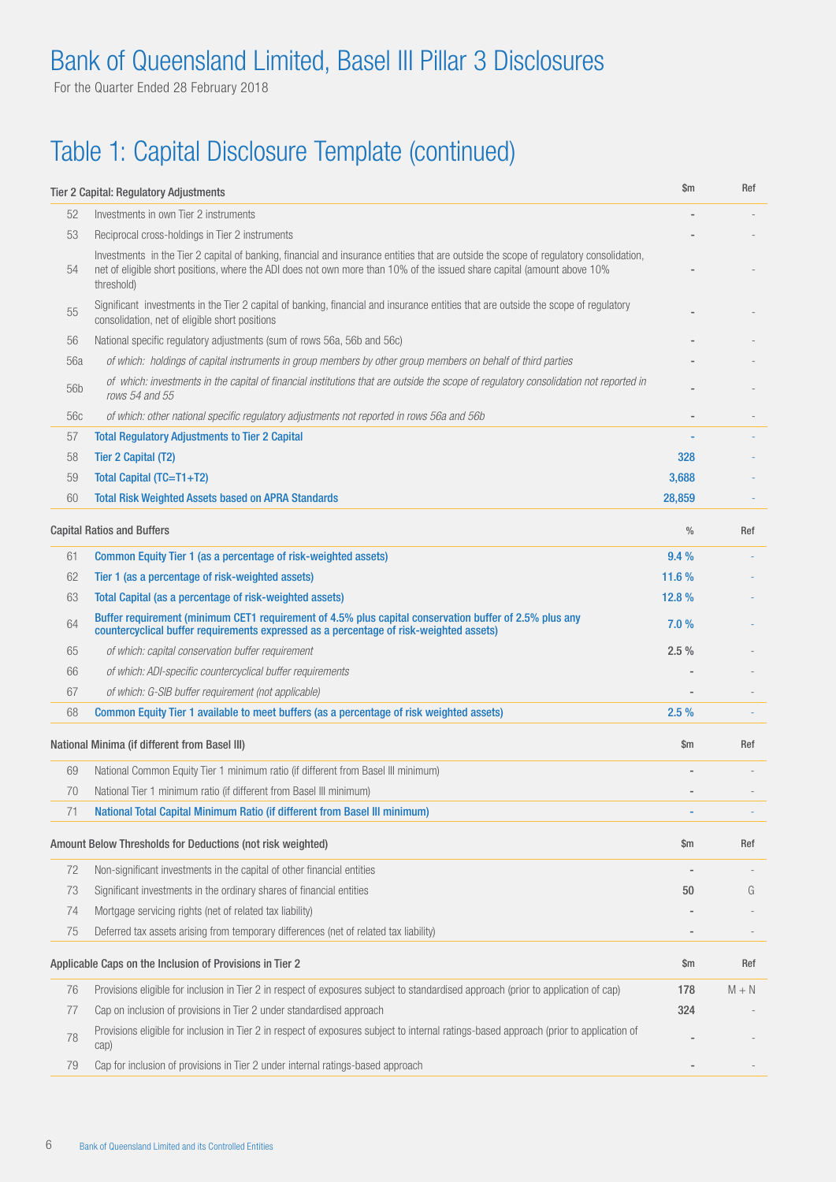# Bank of Queensland Limited, Basel III Pillar 3 Disclosures

For the Quarter Ended 28 February 2018

## Table 1: Capital Disclosure Template (continued)

| | Tier 2 Capital: Regulatory Adjustments | $m | Ref |
|---|---|---|---|
| 52 | Investments in own Tier 2 instruments | - | - |
| 53 | Reciprocal cross-holdings in Tier 2 instruments | - | - |
| 54 | Investments in the Tier 2 capital of banking, financial and insurance entities that are outside the scope of regulatory consolidation, net of eligible short positions, where the ADI does not own more than 10% of the issued share capital (amount above 10% threshold) | - | - |
| 55 | Significant investments in the Tier 2 capital of banking, financial and insurance entities that are outside the scope of regulatory consolidation, net of eligible short positions | - | - |
| 56 | National specific regulatory adjustments (sum of rows 56a, 56b and 56c) | - | - |
| 56a | *of which: holdings of capital instruments in group members by other group members on behalf of third parties* | - | - |
| 56b | *of which: investments in the capital of financial institutions that are outside the scope of regulatory consolidation not reported in rows 54 and 55* | - | - |
| 56c | *of which: other national specific regulatory adjustments not reported in rows 56a and 56b* | - | - |
| 57 | **Total Regulatory Adjustments to Tier 2 Capital** | - | - |
| 58 | **Tier 2 Capital (T2)** | **328** | - |
| 59 | **Total Capital (TC=T1+T2)** | **3,688** | - |
| 60 | **Total Risk Weighted Assets based on APRA Standards** | **28,859** | - |

| | Capital Ratios and Buffers | % | Ref |
|---|---|---|---|
| 61 | **Common Equity Tier 1 (as a percentage of risk-weighted assets)** | **9.4 %** | - |
| 62 | **Tier 1 (as a percentage of risk-weighted assets)** | **11.6 %** | - |
| 63 | **Total Capital (as a percentage of risk-weighted assets)** | **12.8 %** | - |
| 64 | **Buffer requirement (minimum CET1 requirement of 4.5% plus capital conservation buffer of 2.5% plus any countercyclical buffer requirements expressed as a percentage of risk-weighted assets)** | **7.0 %** | - |
| 65 | *of which: capital conservation buffer requirement* | 2.5 % | - |
| 66 | *of which: ADI-specific countercyclical buffer requirements* | - | - |
| 67 | *of which: G-SIB buffer requirement (not applicable)* | - | - |
| 68 | **Common Equity Tier 1 available to meet buffers (as a percentage of risk weighted assets)** | **2.5 %** | - |

| | National Minima (if different from Basel III) | $m | Ref |
|---|---|---|---|
| 69 | National Common Equity Tier 1 minimum ratio (if different from Basel III minimum) | - | - |
| 70 | National Tier 1 minimum ratio (if different from Basel III minimum) | - | - |
| 71 | **National Total Capital Minimum Ratio (if different from Basel III minimum)** | - | - |

| | Amount Below Thresholds for Deductions (not risk weighted) | $m | Ref |
|---|---|---|---|
| 72 | Non-significant investments in the capital of other financial entities | - | - |
| 73 | Significant investments in the ordinary shares of financial entities | 50 | G |
| 74 | Mortgage servicing rights (net of related tax liability) | - | - |
| 75 | Deferred tax assets arising from temporary differences (net of related tax liability) | - | - |

| | Applicable Caps on the Inclusion of Provisions in Tier 2 | $m | Ref |
|---|---|---|---|
| 76 | Provisions eligible for inclusion in Tier 2 in respect of exposures subject to standardised approach (prior to application of cap) | 178 | M + N |
| 77 | Cap on inclusion of provisions in Tier 2 under standardised approach | 324 | - |
| 78 | Provisions eligible for inclusion in Tier 2 in respect of exposures subject to internal ratings-based approach (prior to application of cap) | - | - |
| 79 | Cap for inclusion of provisions in Tier 2 under internal ratings-based approach | - | - |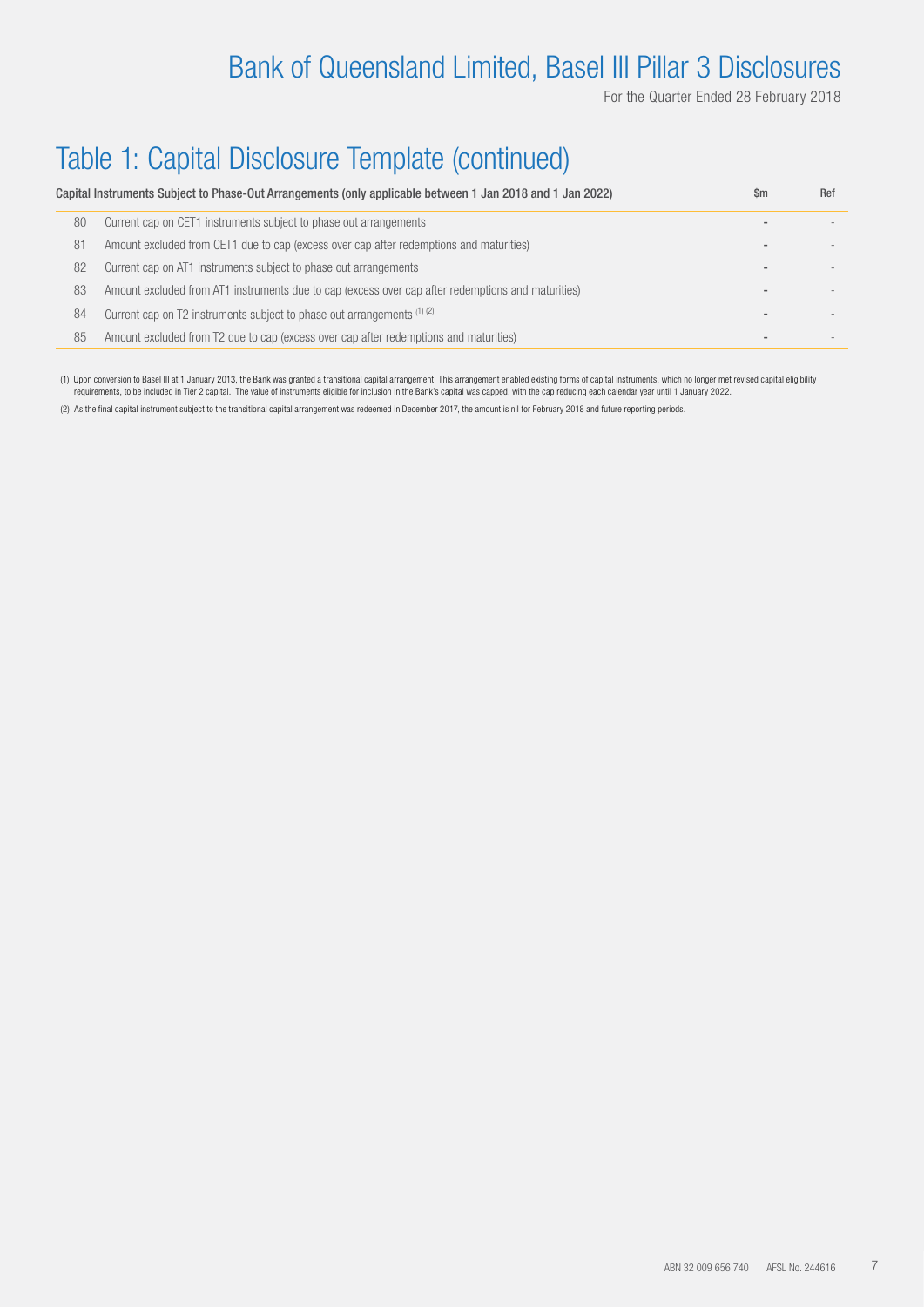# Table 1: Capital Disclosure Template (continued)

| | Capital Instruments Subject to Phase-Out Arrangements (only applicable between 1 Jan 2018 and 1 Jan 2022) | $m | Ref |
|---|---|---|---|
| 80 | Current cap on CET1 instruments subject to phase out arrangements | - | - |
| 81 | Amount excluded from CET1 due to cap (excess over cap after redemptions and maturities) | - | - |
| 82 | Current cap on AT1 instruments subject to phase out arrangements | - | - |
| 83 | Amount excluded from AT1 instruments due to cap (excess over cap after redemptions and maturities) | - | - |
| 84 | Current cap on T2 instruments subject to phase out arrangements [(1) (2)] | - | - |
| 85 | Amount excluded from T2 due to cap (excess over cap after redemptions and maturities) | - | - |

(1) Upon conversion to Basel III at 1 January 2013, the Bank was granted a transitional capital arrangement. This arrangement enabled existing forms of capital instruments, which no longer met revised capital eligibility requirements, to be included in Tier 2 capital. The value of instruments eligible for inclusion in the Bank's capital was capped, with the cap reducing each calendar year until 1 January 2022.

(2) As the final capital instrument subject to the transitional capital arrangement was redeemed in December 2017, the amount is nil for February 2018 and future reporting periods.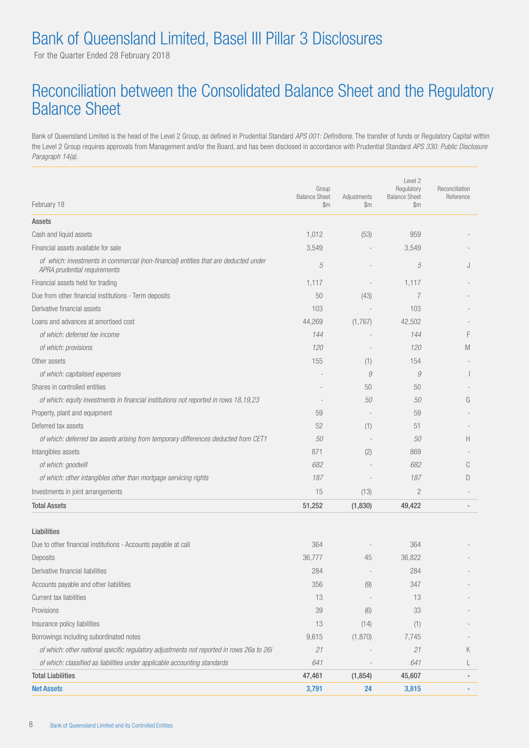# Bank of Queensland Limited, Basel III Pillar 3 Disclosures

For the Quarter Ended 28 February 2018

## Reconciliation between the Consolidated Balance Sheet and the Regulatory Balance Sheet

Bank of Queensland Limited is the head of the Level 2 Group, as defined in Prudential Standard *APS 001: Definitions*. The transfer of funds or Regulatory Capital within the Level 2 Group requires approvals from Management and/or the Board, and has been disclosed in accordance with Prudential Standard *APS 330: Public Disclosure Paragraph 14(a)*.

| February 18 | Group Balance Sheet $m | Adjustments $m | Level 2 Regulatory Balance Sheet $m | Reconciliation Reference |
|---|---|---|---|---|
| **Assets** | | | | |
| Cash and liquid assets | 1,012 | (53) | 959 | - |
| Financial assets available for sale | 3,549 | - | 3,549 | - |
| *of which: investments in commercial (non-financial) entities that are deducted under APRA prudential requirements* | *5* | - | *5* | J |
| Financial assets held for trading | 1,117 | - | 1,117 | - |
| Due from other financial institutions - Term deposits | 50 | (43) | 7 | - |
| Derivative financial assets | 103 | - | 103 | - |
| Loans and advances at amortised cost | 44,269 | (1,767) | 42,502 | - |
| *of which: deferred fee income* | *144* | - | *144* | F |
| *of which: provisions* | *120* | - | *120* | M |
| Other assets | 155 | (1) | 154 | - |
| *of which: capitalised expenses* | - | *9* | *9* | I |
| Shares in controlled entities | - | 50 | 50 | - |
| *of which: equity investments in financial institutions not reported in rows 18,19,23* | - | *50* | *50* | G |
| Property, plant and equipment | 59 | - | 59 | - |
| Deferred tax assets | 52 | (1) | 51 | - |
| *of which: deferred tax assets arising from temporary differences deducted from CET1* | *50* | - | *50* | H |
| Intangibles assets | 871 | (2) | 869 | - |
| *of which: goodwill* | *682* | - | *682* | C |
| *of which: other intangibles other than mortgage servicing rights* | *187* | - | *187* | D |
| Investments in joint arrangements | 15 | (13) | 2 | - |
| **Total Assets** | **51,252** | **(1,830)** | **49,422** | **-** |
| **Liabilities** | | | | |
| Due to other financial institutions - Accounts payable at call | 364 | - | 364 | - |
| Deposits | 36,777 | 45 | 36,822 | - |
| Derivative financial liabilities | 284 | - | 284 | - |
| Accounts payable and other liabilities | 356 | (9) | 347 | - |
| Current tax liabilities | 13 | - | 13 | - |
| Provisions | 39 | (6) | 33 | - |
| Insurance policy liabilities | 13 | (14) | (1) | - |
| Borrowings including subordinated notes | 9,615 | (1,870) | 7,745 | - |
| *of which: other national specific regulatory adjustments not reported in rows 26a to 26i* | *21* | - | *21* | K |
| *of which: classified as liabilities under applicable accounting standards* | *641* | - | *641* | L |
| **Total Liabilities** | **47,461** | **(1,854)** | **45,607** | **-** |
| **Net Assets** | **3,791** | **24** | **3,815** | **-** |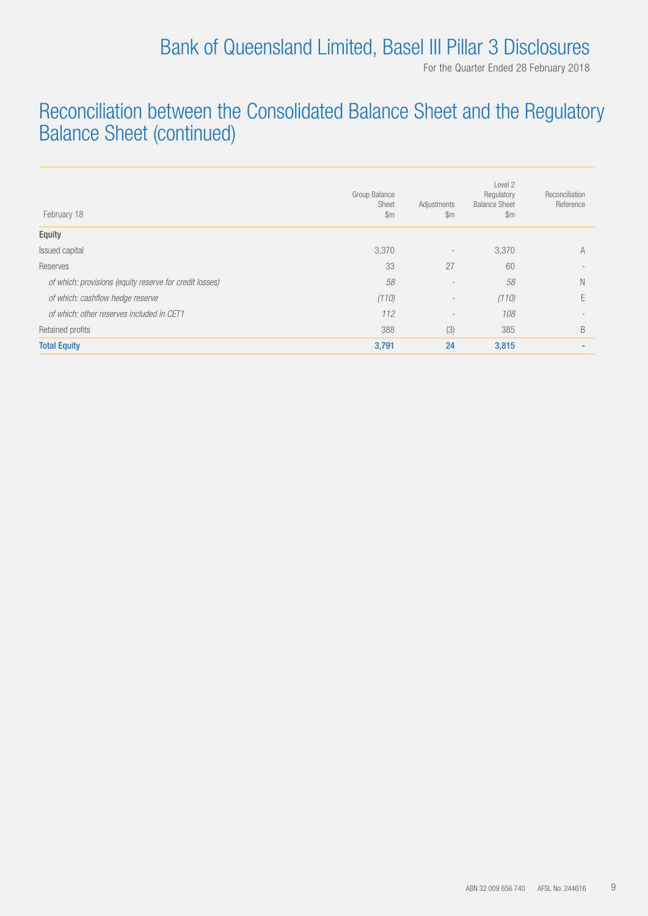## Reconciliation between the Consolidated Balance Sheet and the Regulatory Balance Sheet (continued)

| February 18 | Group Balance Sheet $m | Adjustments $m | Level 2 Regulatory Balance Sheet $m | Reconciliation Reference |
|---|---|---|---|---|
| **Equity** | | | | |
| Issued capital | 3,370 | - | 3,370 | A |
| Reserves | 33 | 27 | 60 | - |
| *of which: provisions (equity reserve for credit losses)* | *58* | - | *58* | N |
| *of which: cashflow hedge reserve* | *(110)* | - | *(110)* | E |
| *of which: other reserves included in CET1* | *112* | - | *108* | - |
| Retained profits | 388 | (3) | 385 | B |
| **Total Equity** | **3,791** | **24** | **3,815** | - |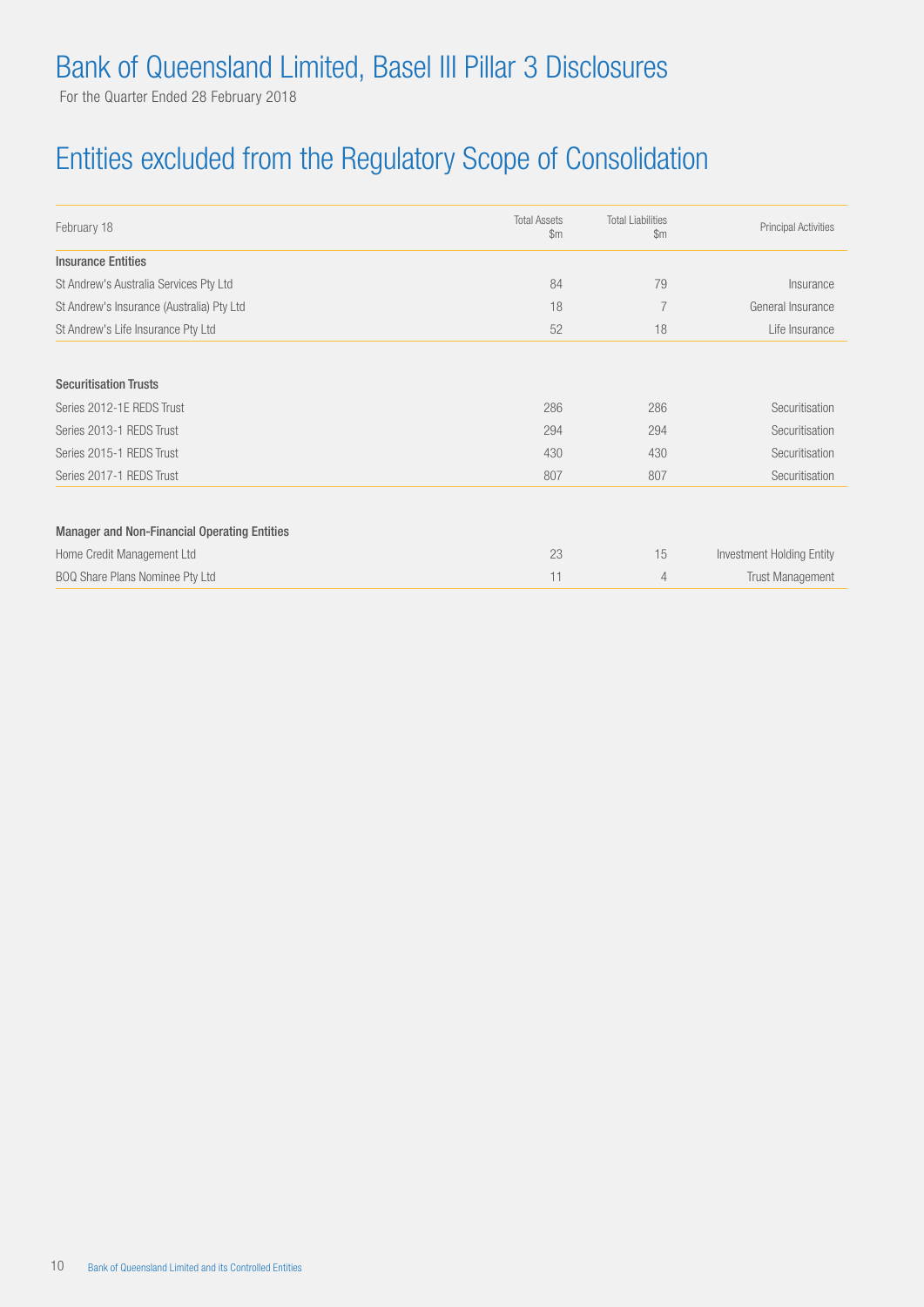# Bank of Queensland Limited, Basel III Pillar 3 Disclosures

For the Quarter Ended 28 February 2018

## Entities excluded from the Regulatory Scope of Consolidation

| February 18 | Total Assets $m | Total Liabilities $m | Principal Activities |
|---|---|---|---|
| **Insurance Entities** | | | |
| St Andrew's Australia Services Pty Ltd | 84 | 79 | Insurance |
| St Andrew's Insurance (Australia) Pty Ltd | 18 | 7 | General Insurance |
| St Andrew's Life Insurance Pty Ltd | 52 | 18 | Life Insurance |
| **Securitisation Trusts** | | | |
| Series 2012-1E REDS Trust | 286 | 286 | Securitisation |
| Series 2013-1 REDS Trust | 294 | 294 | Securitisation |
| Series 2015-1 REDS Trust | 430 | 430 | Securitisation |
| Series 2017-1 REDS Trust | 807 | 807 | Securitisation |
| **Manager and Non-Financial Operating Entities** | | | |
| Home Credit Management Ltd | 23 | 15 | Investment Holding Entity |
| BOQ Share Plans Nominee Pty Ltd | 11 | 4 | Trust Management |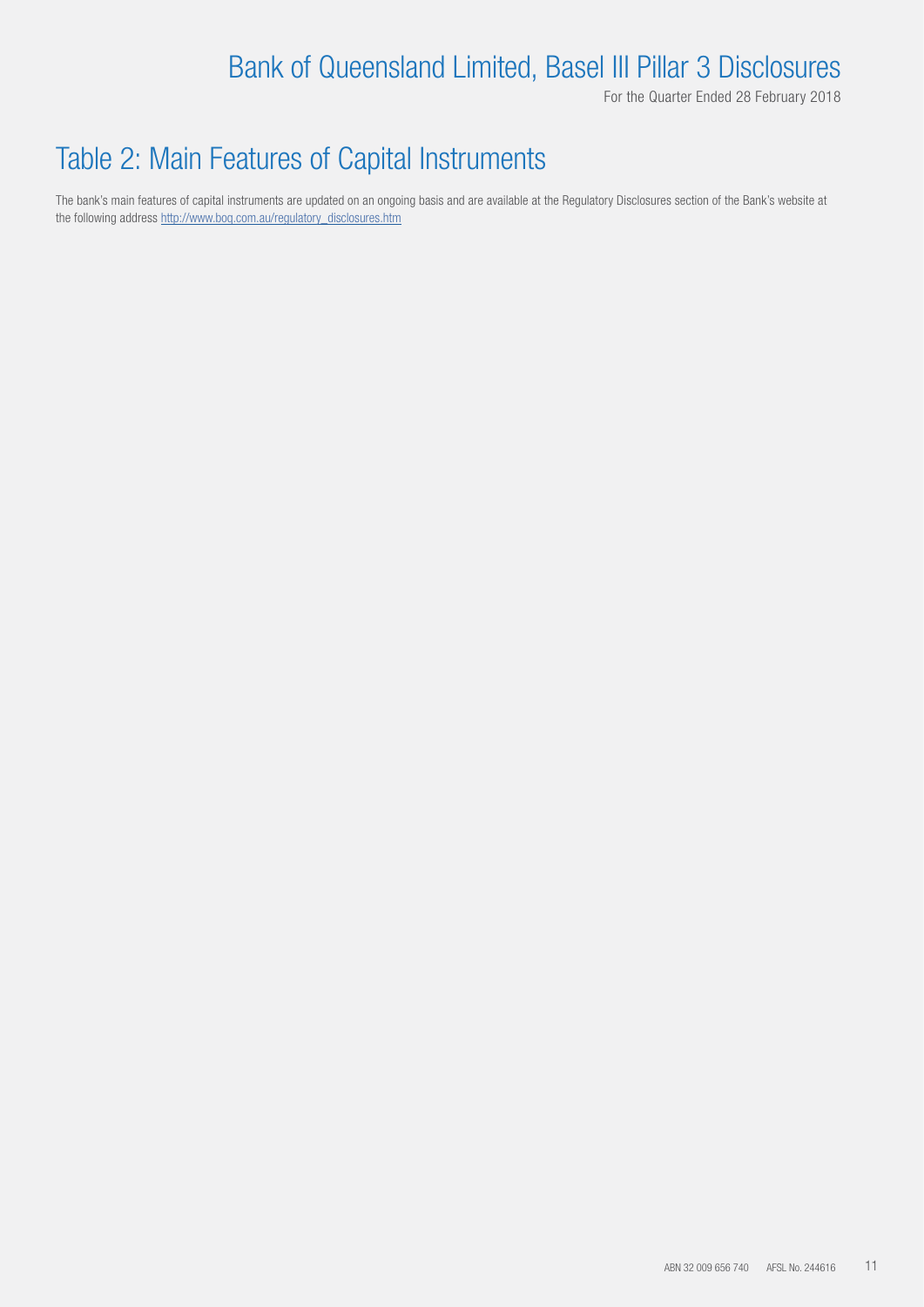# Table 2: Main Features of Capital Instruments

The bank's main features of capital instruments are updated on an ongoing basis and are available at the Regulatory Disclosures section of the Bank's website at the following address http://www.boq.com.au/regulatory_disclosures.htm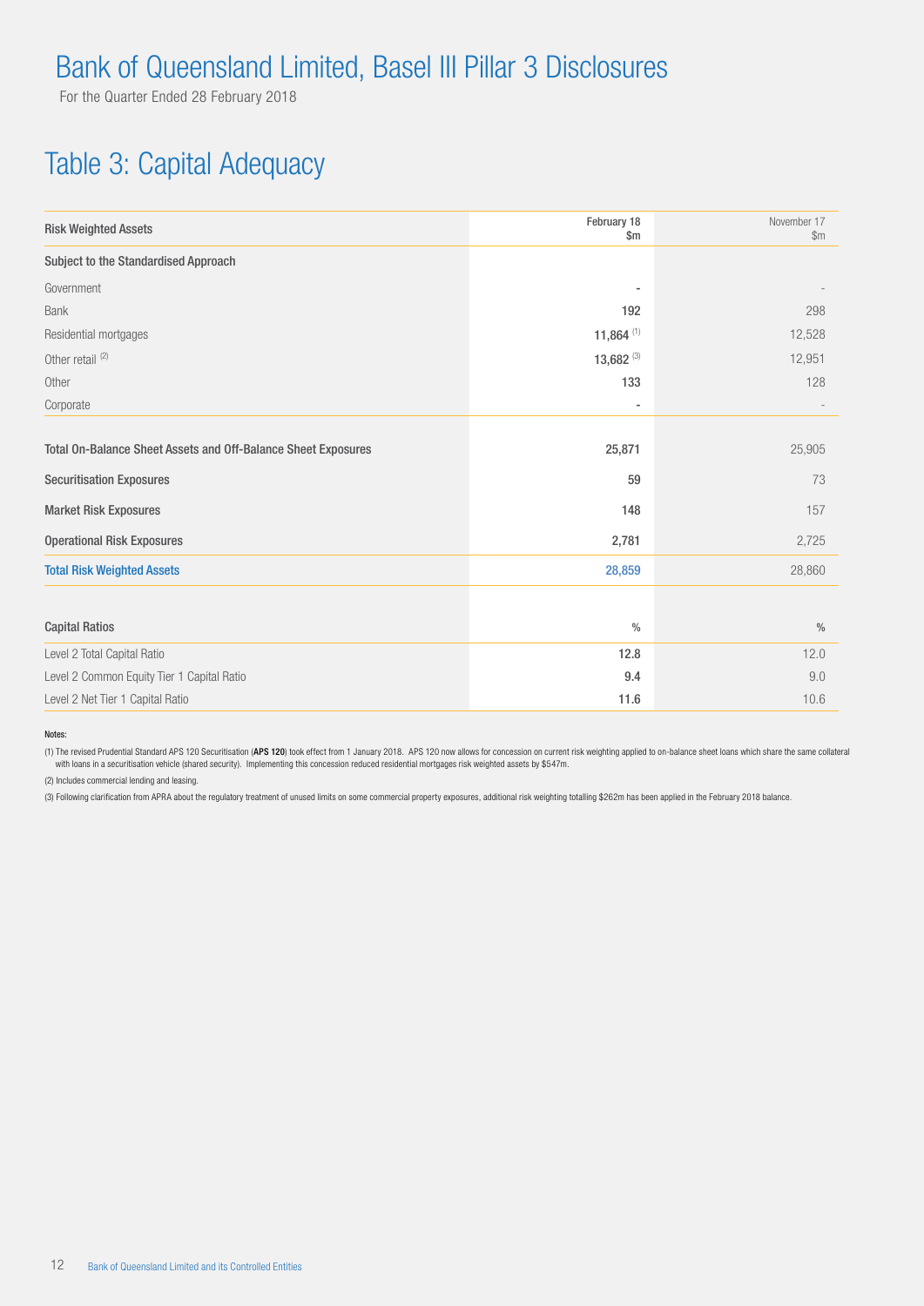# Bank of Queensland Limited, Basel III Pillar 3 Disclosures

For the Quarter Ended 28 February 2018

## Table 3: Capital Adequacy

| Risk Weighted Assets | February 18 $m | November 17 $m |
|---|---|---|
| **Subject to the Standardised Approach** | | |
| Government | - | - |
| Bank | 192 | 298 |
| Residential mortgages | 11,864 [1] | 12,528 |
| Other retail [2] | 13,682 [3] | 12,951 |
| Other | 133 | 128 |
| Corporate | - | - |
| **Total On-Balance Sheet Assets and Off-Balance Sheet Exposures** | 25,871 | 25,905 |
| **Securitisation Exposures** | 59 | 73 |
| **Market Risk Exposures** | 148 | 157 |
| **Operational Risk Exposures** | 2,781 | 2,725 |
| **Total Risk Weighted Assets** | 28,859 | 28,860 |

| Capital Ratios | % | % |
|---|---|---|
| Level 2 Total Capital Ratio | 12.8 | 12.0 |
| Level 2 Common Equity Tier 1 Capital Ratio | 9.4 | 9.0 |
| Level 2 Net Tier 1 Capital Ratio | 11.6 | 10.6 |

Notes:

(1) The revised Prudential Standard APS 120 Securitisation (**APS 120**) took effect from 1 January 2018. APS 120 now allows for concession on current risk weighting applied to on-balance sheet loans which share the same collateral with loans in a securitisation vehicle (shared security). Implementing this concession reduced residential mortgages risk weighted assets by $547m.

(2) Includes commercial lending and leasing.

(3) Following clarification from APRA about the regulatory treatment of unused limits on some commercial property exposures, additional risk weighting totalling $262m has been applied in the February 2018 balance.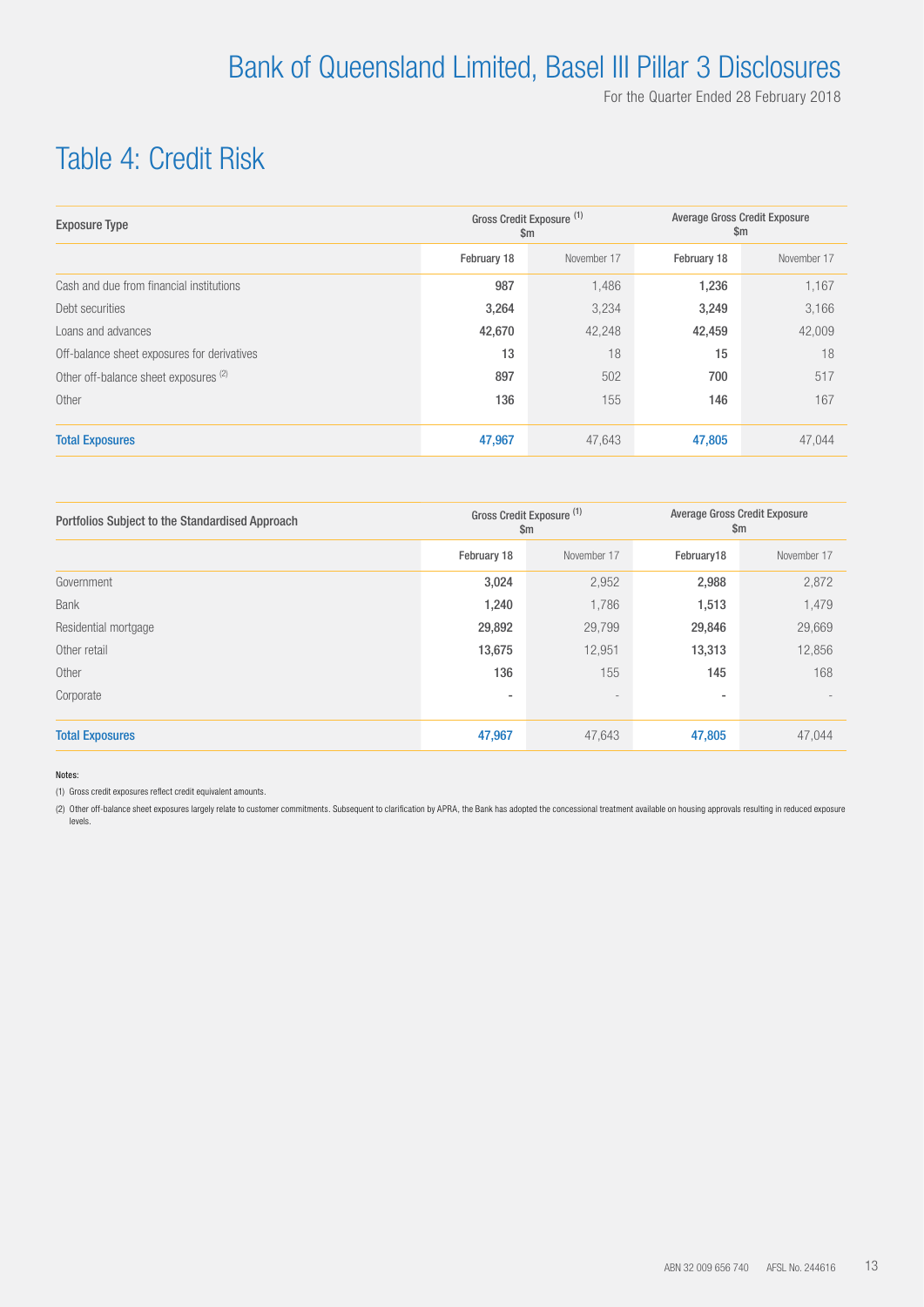# Table 4: Credit Risk

| Exposure Type | Gross Credit Exposure [1] $m | | Average Gross Credit Exposure $m | |
|---|---|---|---|---|
| | February 18 | November 17 | February 18 | November 17 |
| Cash and due from financial institutions | 987 | 1,486 | 1,236 | 1,167 |
| Debt securities | 3,264 | 3,234 | 3,249 | 3,166 |
| Loans and advances | 42,670 | 42,248 | 42,459 | 42,009 |
| Off-balance sheet exposures for derivatives | 13 | 18 | 15 | 18 |
| Other off-balance sheet exposures [2] | 897 | 502 | 700 | 517 |
| Other | 136 | 155 | 146 | 167 |
| **Total Exposures** | **47,967** | 47,643 | **47,805** | 47,044 |

| Portfolios Subject to the Standardised Approach | Gross Credit Exposure [1] $m | | Average Gross Credit Exposure $m | |
|---|---|---|---|---|
| | February 18 | November 17 | February18 | November 17 |
| Government | 3,024 | 2,952 | 2,988 | 2,872 |
| Bank | 1,240 | 1,786 | 1,513 | 1,479 |
| Residential mortgage | 29,892 | 29,799 | 29,846 | 29,669 |
| Other retail | 13,675 | 12,951 | 13,313 | 12,856 |
| Other | 136 | 155 | 145 | 168 |
| Corporate | - | - | - | - |
| **Total Exposures** | **47,967** | 47,643 | **47,805** | 47,044 |

**Notes:**

(1) Gross credit exposures reflect credit equivalent amounts.

(2) Other off-balance sheet exposures largely relate to customer commitments. Subsequent to clarification by APRA, the Bank has adopted the concessional treatment available on housing approvals resulting in reduced exposure levels.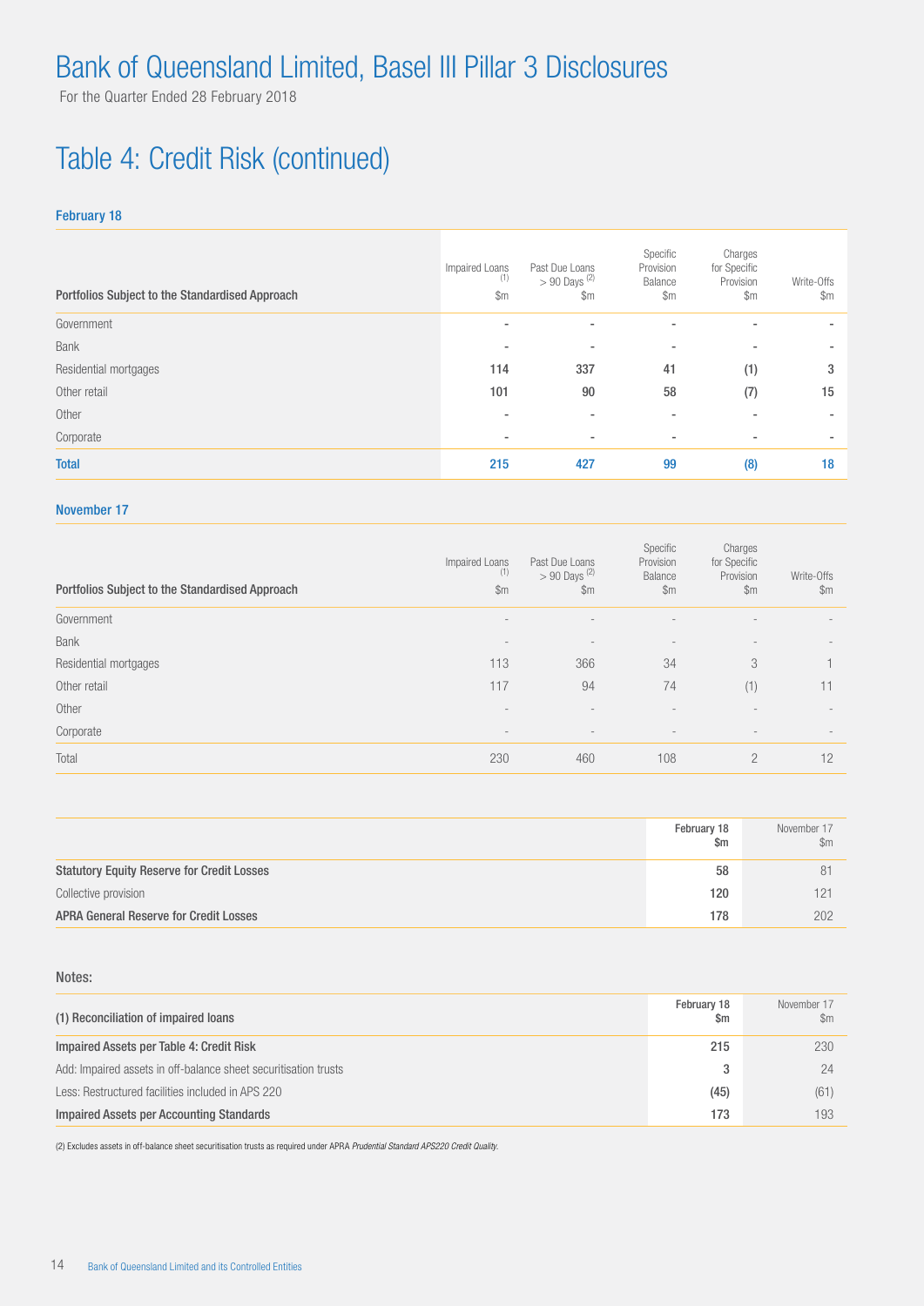# Bank of Queensland Limited, Basel III Pillar 3 Disclosures

For the Quarter Ended 28 February 2018

## Table 4: Credit Risk (continued)

### February 18

| Portfolios Subject to the Standardised Approach | Impaired Loans [(1)] $m | Past Due Loans > 90 Days [(2)] $m | Specific Provision Balance $m | Charges for Specific Provision $m | Write-Offs $m |
|---|---|---|---|---|---|
| Government | - | - | - | - | - |
| Bank | - | - | - | - | - |
| Residential mortgages | 114 | 337 | 41 | (1) | 3 |
| Other retail | 101 | 90 | 58 | (7) | 15 |
| Other | - | - | - | - | - |
| Corporate | - | - | - | - | - |
| **Total** | **215** | **427** | **99** | **(8)** | **18** |

### November 17

| Portfolios Subject to the Standardised Approach | Impaired Loans [(1)] $m | Past Due Loans > 90 Days [(2)] $m | Specific Provision Balance $m | Charges for Specific Provision $m | Write-Offs $m |
|---|---|---|---|---|---|
| Government | - | - | - | - | - |
| Bank | - | - | - | - | - |
| Residential mortgages | 113 | 366 | 34 | 3 | 1 |
| Other retail | 117 | 94 | 74 | (1) | 11 |
| Other | - | - | - | - | - |
| Corporate | - | - | - | - | - |
| Total | 230 | 460 | 108 | 2 | 12 |

| | February 18 $m | November 17 $m |
|---|---|---|
| **Statutory Equity Reserve for Credit Losses** | 58 | 81 |
| Collective provision | 120 | 121 |
| **APRA General Reserve for Credit Losses** | 178 | 202 |

### Notes:

| (1) Reconciliation of impaired loans | February 18 $m | November 17 $m |
|---|---|---|
| **Impaired Assets per Table 4: Credit Risk** | 215 | 230 |
| Add: Impaired assets in off-balance sheet securitisation trusts | 3 | 24 |
| Less: Restructured facilities included in APS 220 | (45) | (61) |
| **Impaired Assets per Accounting Standards** | 173 | 193 |

(2) Excludes assets in off-balance sheet securitisation trusts as required under APRA *Prudential Standard APS220 Credit Quality*.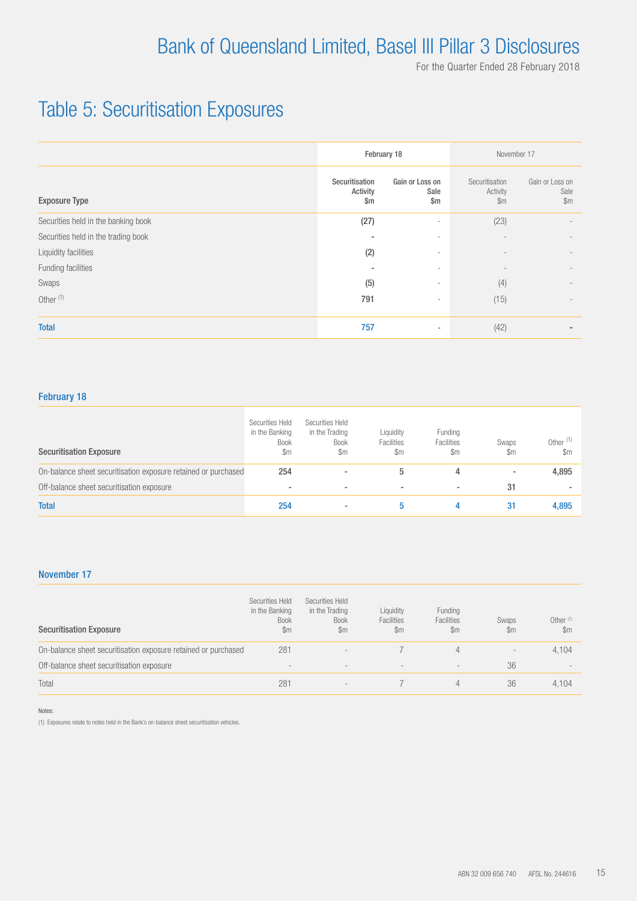# Table 5: Securitisation Exposures

| Exposure Type | February 18 | | November 17 | |
|---|---|---|---|---|
| | Securitisation Activity $m | Gain or Loss on Sale $m | Securitisation Activity $m | Gain or Loss on Sale $m |
| Securities held in the banking book | (27) | - | (23) | - |
| Securities held in the trading book | - | - | - | - |
| Liquidity facilities | (2) | - | - | - |
| Funding facilities | - | - | - | - |
| Swaps | (5) | - | (4) | - |
| Other (1) | 791 | - | (15) | - |
| **Total** | **757** | **-** | (42) | - |

## February 18

| Securitisation Exposure | Securities Held in the Banking Book $m | Securities Held in the Trading Book $m | Liquidity Facilities $m | Funding Facilities $m | Swaps $m | Other (1) $m |
|---|---|---|---|---|---|---|
| On-balance sheet securitisation exposure retained or purchased | 254 | - | 5 | 4 | - | 4,895 |
| Off-balance sheet securitisation exposure | - | - | - | - | 31 | - |
| **Total** | **254** | **-** | **5** | **4** | **31** | **4,895** |

## November 17

| Securitisation Exposure | Securities Held in the Banking Book $m | Securities Held in the Trading Book $m | Liquidity Facilities $m | Funding Facilities $m | Swaps $m | Other (1) $m |
|---|---|---|---|---|---|---|
| On-balance sheet securitisation exposure retained or purchased | 281 | - | 7 | 4 | - | 4,104 |
| Off-balance sheet securitisation exposure | - | - | - | - | 36 | - |
| Total | 281 | - | 7 | 4 | 36 | 4,104 |

Notes:

(1) Exposures relate to notes held in the Bank's on-balance sheet securitisation vehicles.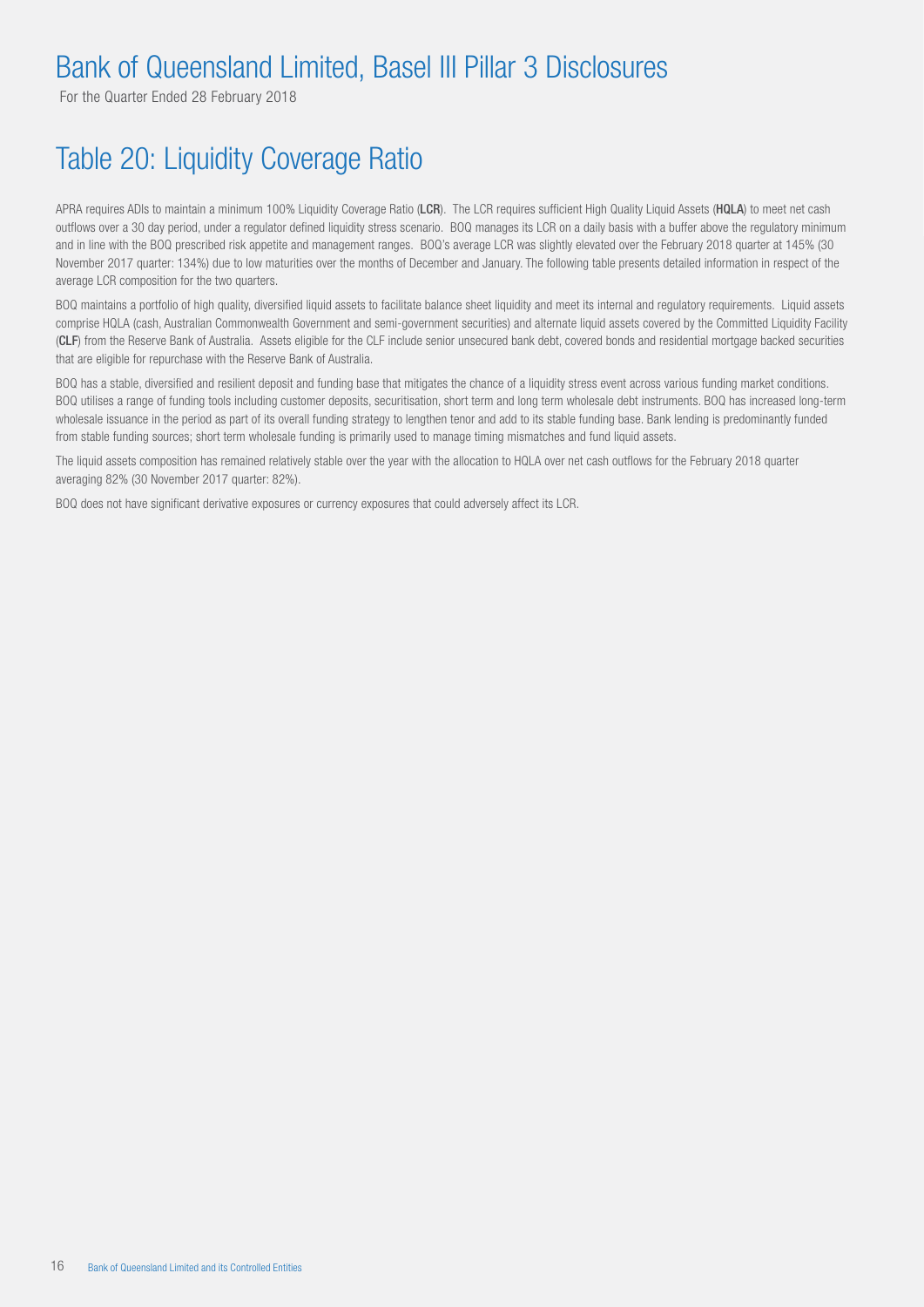# Bank of Queensland Limited, Basel III Pillar 3 Disclosures

For the Quarter Ended 28 February 2018

## Table 20: Liquidity Coverage Ratio

APRA requires ADIs to maintain a minimum 100% Liquidity Coverage Ratio (**LCR**). The LCR requires sufficient High Quality Liquid Assets (**HQLA**) to meet net cash outflows over a 30 day period, under a regulator defined liquidity stress scenario. BOQ manages its LCR on a daily basis with a buffer above the regulatory minimum and in line with the BOQ prescribed risk appetite and management ranges. BOQ's average LCR was slightly elevated over the February 2018 quarter at 145% (30 November 2017 quarter: 134%) due to low maturities over the months of December and January. The following table presents detailed information in respect of the average LCR composition for the two quarters.

BOQ maintains a portfolio of high quality, diversified liquid assets to facilitate balance sheet liquidity and meet its internal and regulatory requirements. Liquid assets comprise HQLA (cash, Australian Commonwealth Government and semi-government securities) and alternate liquid assets covered by the Committed Liquidity Facility (**CLF**) from the Reserve Bank of Australia. Assets eligible for the CLF include senior unsecured bank debt, covered bonds and residential mortgage backed securities that are eligible for repurchase with the Reserve Bank of Australia.

BOQ has a stable, diversified and resilient deposit and funding base that mitigates the chance of a liquidity stress event across various funding market conditions. BOQ utilises a range of funding tools including customer deposits, securitisation, short term and long term wholesale debt instruments. BOQ has increased long-term wholesale issuance in the period as part of its overall funding strategy to lengthen tenor and add to its stable funding base. Bank lending is predominantly funded from stable funding sources; short term wholesale funding is primarily used to manage timing mismatches and fund liquid assets.

The liquid assets composition has remained relatively stable over the year with the allocation to HQLA over net cash outflows for the February 2018 quarter averaging 82% (30 November 2017 quarter: 82%).

BOQ does not have significant derivative exposures or currency exposures that could adversely affect its LCR.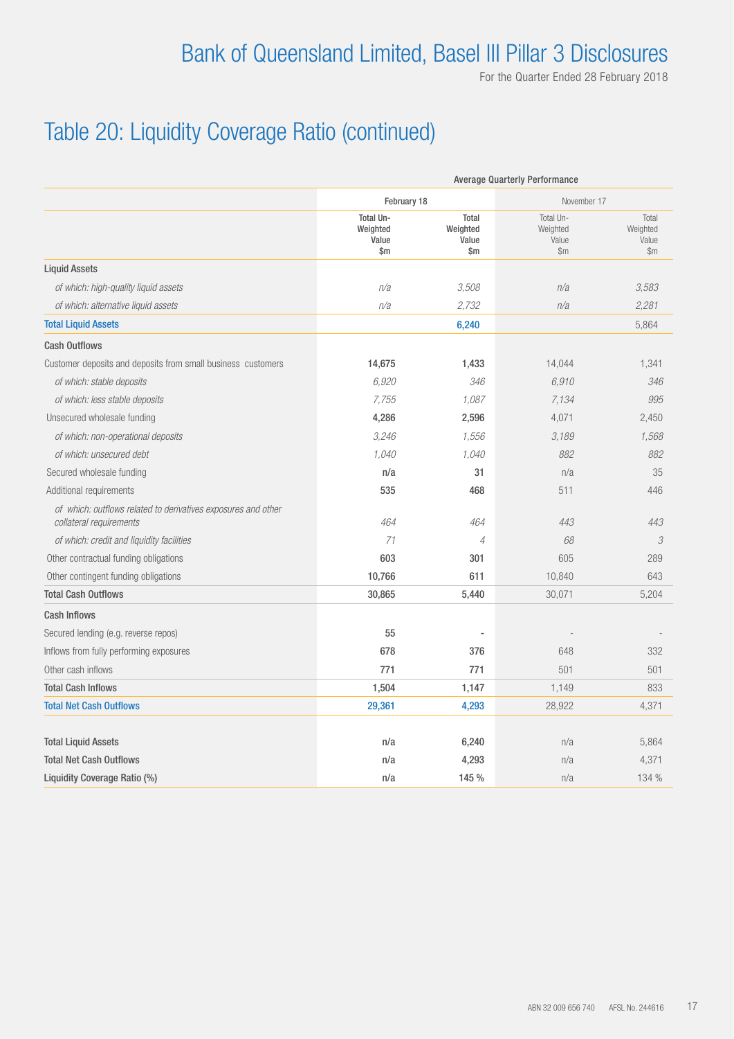# Table 20: Liquidity Coverage Ratio (continued)

| | Average Quarterly Performance | | | |
|---|---|---|---|---|
| | February 18 | | November 17 | |
| | Total Un-Weighted Value $m | Total Weighted Value $m | Total Un-Weighted Value $m | Total Weighted Value $m |
| **Liquid Assets** | | | | |
| *of which: high-quality liquid assets* | *n/a* | *3,508* | *n/a* | *3,583* |
| *of which: alternative liquid assets* | *n/a* | *2,732* | *n/a* | *2,281* |
| **Total Liquid Assets** | | **6,240** | | 5,864 |
| **Cash Outflows** | | | | |
| Customer deposits and deposits from small business customers | **14,675** | **1,433** | 14,044 | 1,341 |
| *of which: stable deposits* | *6,920* | *346* | *6,910* | *346* |
| *of which: less stable deposits* | *7,755* | *1,087* | *7,134* | *995* |
| Unsecured wholesale funding | **4,286** | **2,596** | 4,071 | 2,450 |
| *of which: non-operational deposits* | *3,246* | *1,556* | *3,189* | *1,568* |
| *of which: unsecured debt* | *1,040* | *1,040* | *882* | *882* |
| Secured wholesale funding | **n/a** | **31** | n/a | 35 |
| Additional requirements | **535** | **468** | 511 | 446 |
| *of which: outflows related to derivatives exposures and other collateral requirements* | *464* | *464* | *443* | *443* |
| *of which: credit and liquidity facilities* | *71* | *4* | *68* | *3* |
| Other contractual funding obligations | **603** | **301** | 605 | 289 |
| Other contingent funding obligations | **10,766** | **611** | 10,840 | 643 |
| **Total Cash Outflows** | **30,865** | **5,440** | 30,071 | 5,204 |
| **Cash Inflows** | | | | |
| Secured lending (e.g. reverse repos) | **55** | **-** | - | - |
| Inflows from fully performing exposures | **678** | **376** | 648 | 332 |
| Other cash inflows | **771** | **771** | 501 | 501 |
| **Total Cash Inflows** | **1,504** | **1,147** | 1,149 | 833 |
| **Total Net Cash Outflows** | **29,361** | **4,293** | 28,922 | 4,371 |
| | | | | |
| **Total Liquid Assets** | **n/a** | **6,240** | n/a | 5,864 |
| **Total Net Cash Outflows** | **n/a** | **4,293** | n/a | 4,371 |
| **Liquidity Coverage Ratio (%)** | **n/a** | **145 %** | n/a | 134 % |